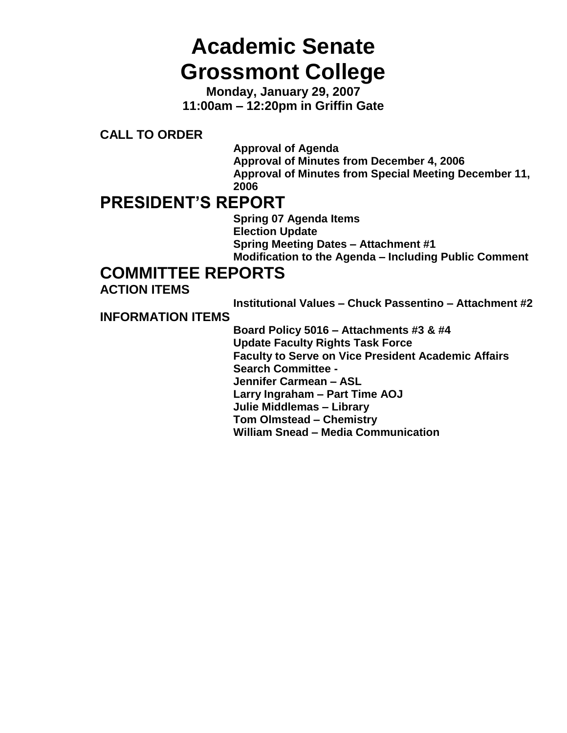# Academic Senate
# Grossmont College

**Monday, January 29, 2007**
**11:00am – 12:20pm in Griffin Gate**

**CALL TO ORDER**

- **Approval of Agenda**
- **Approval of Minutes from December 4, 2006**
- **Approval of Minutes from Special Meeting December 11, 2006**

## PRESIDENT'S REPORT

- **Spring 07 Agenda Items**
- **Election Update**
- **Spring Meeting Dates – Attachment #1**
- **Modification to the Agenda – Including Public Comment**

## COMMITTEE REPORTS

**ACTION ITEMS**

- **Institutional Values – Chuck Passentino – Attachment #2**

**INFORMATION ITEMS**

- **Board Policy 5016 – Attachments #3 & #4**
- **Update Faculty Rights Task Force**
- **Faculty to Serve on Vice President Academic Affairs Search Committee -**
  - **Jennifer Carmean – ASL**
  - **Larry Ingraham – Part Time AOJ**
  - **Julie Middlemas – Library**
  - **Tom Olmstead – Chemistry**
  - **William Snead – Media Communication**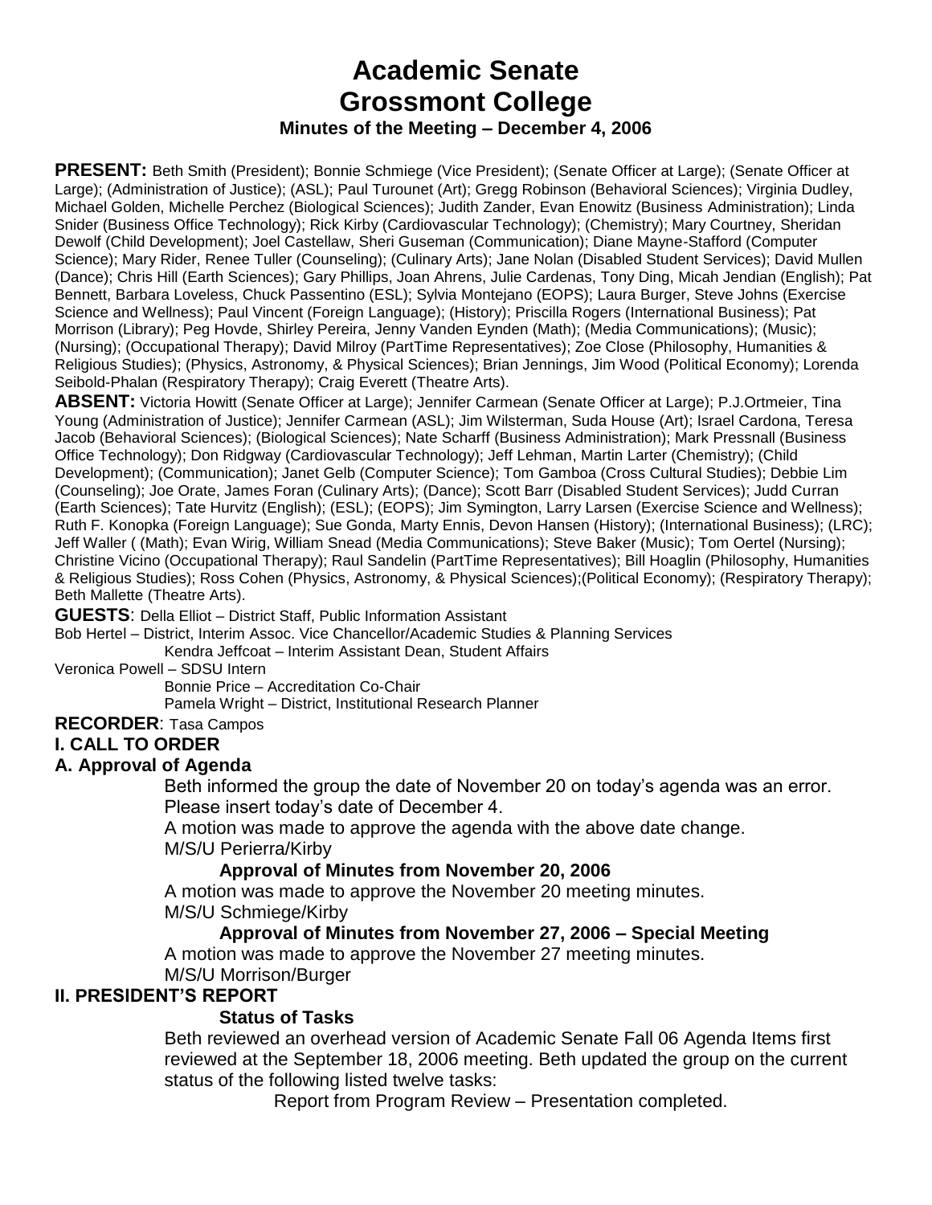# Academic Senate
# Grossmont College
### Minutes of the Meeting – December 4, 2006

**PRESENT:** Beth Smith (President); Bonnie Schmiege (Vice President); (Senate Officer at Large); (Senate Officer at Large); (Administration of Justice); (ASL); Paul Turounet (Art); Gregg Robinson (Behavioral Sciences); Virginia Dudley, Michael Golden, Michelle Perchez (Biological Sciences); Judith Zander, Evan Enowitz (Business Administration); Linda Snider (Business Office Technology); Rick Kirby (Cardiovascular Technology); (Chemistry); Mary Courtney, Sheridan Dewolf (Child Development); Joel Castellaw, Sheri Guseman (Communication); Diane Mayne-Stafford (Computer Science); Mary Rider, Renee Tuller (Counseling); (Culinary Arts); Jane Nolan (Disabled Student Services); David Mullen (Dance); Chris Hill (Earth Sciences); Gary Phillips, Joan Ahrens, Julie Cardenas, Tony Ding, Micah Jendian (English); Pat Bennett, Barbara Loveless, Chuck Passentino (ESL); Sylvia Montejano (EOPS); Laura Burger, Steve Johns (Exercise Science and Wellness); Paul Vincent (Foreign Language); (History); Priscilla Rogers (International Business); Pat Morrison (Library); Peg Hovde, Shirley Pereira, Jenny Vanden Eynden (Math); (Media Communications); (Music); (Nursing); (Occupational Therapy); David Milroy (PartTime Representatives); Zoe Close (Philosophy, Humanities & Religious Studies); (Physics, Astronomy, & Physical Sciences); Brian Jennings, Jim Wood (Political Economy); Lorenda Seibold-Phalan (Respiratory Therapy); Craig Everett (Theatre Arts).

**ABSENT:** Victoria Howitt (Senate Officer at Large); Jennifer Carmean (Senate Officer at Large); P.J.Ortmeier, Tina Young (Administration of Justice); Jennifer Carmean (ASL); Jim Wilsterman, Suda House (Art); Israel Cardona, Teresa Jacob (Behavioral Sciences); (Biological Sciences); Nate Scharff (Business Administration); Mark Pressnall (Business Office Technology); Don Ridgway (Cardiovascular Technology); Jeff Lehman, Martin Larter (Chemistry); (Child Development); (Communication); Janet Gelb (Computer Science); Tom Gamboa (Cross Cultural Studies); Debbie Lim (Counseling); Joe Orate, James Foran (Culinary Arts); (Dance); Scott Barr (Disabled Student Services); Judd Curran (Earth Sciences); Tate Hurvitz (English); (ESL); (EOPS); Jim Symington, Larry Larsen (Exercise Science and Wellness); Ruth F. Konopka (Foreign Language); Sue Gonda, Marty Ennis, Devon Hansen (History); (International Business); (LRC); Jeff Waller ( (Math); Evan Wirig, William Snead (Media Communications); Steve Baker (Music); Tom Oertel (Nursing); Christine Vicino (Occupational Therapy); Raul Sandelin (PartTime Representatives); Bill Hoaglin (Philosophy, Humanities & Religious Studies); Ross Cohen (Physics, Astronomy, & Physical Sciences);(Political Economy); (Respiratory Therapy); Beth Mallette (Theatre Arts).

**GUESTS**: Della Elliot – District Staff, Public Information Assistant
Bob Hertel – District, Interim Assoc. Vice Chancellor/Academic Studies & Planning Services
Kendra Jeffcoat – Interim Assistant Dean, Student Affairs
Veronica Powell – SDSU Intern
Bonnie Price – Accreditation Co-Chair
Pamela Wright – District, Institutional Research Planner

**RECORDER**: Tasa Campos

## I. CALL TO ORDER

### A. Approval of Agenda

Beth informed the group the date of November 20 on today's agenda was an error. Please insert today's date of December 4.

A motion was made to approve the agenda with the above date change.

M/S/U Perierra/Kirby

**Approval of Minutes from November 20, 2006**

A motion was made to approve the November 20 meeting minutes.

M/S/U Schmiege/Kirby

**Approval of Minutes from November 27, 2006 – Special Meeting**

A motion was made to approve the November 27 meeting minutes.

M/S/U Morrison/Burger

## II. PRESIDENT'S REPORT

**Status of Tasks**

Beth reviewed an overhead version of Academic Senate Fall 06 Agenda Items first reviewed at the September 18, 2006 meeting. Beth updated the group on the current status of the following listed twelve tasks:

Report from Program Review – Presentation completed.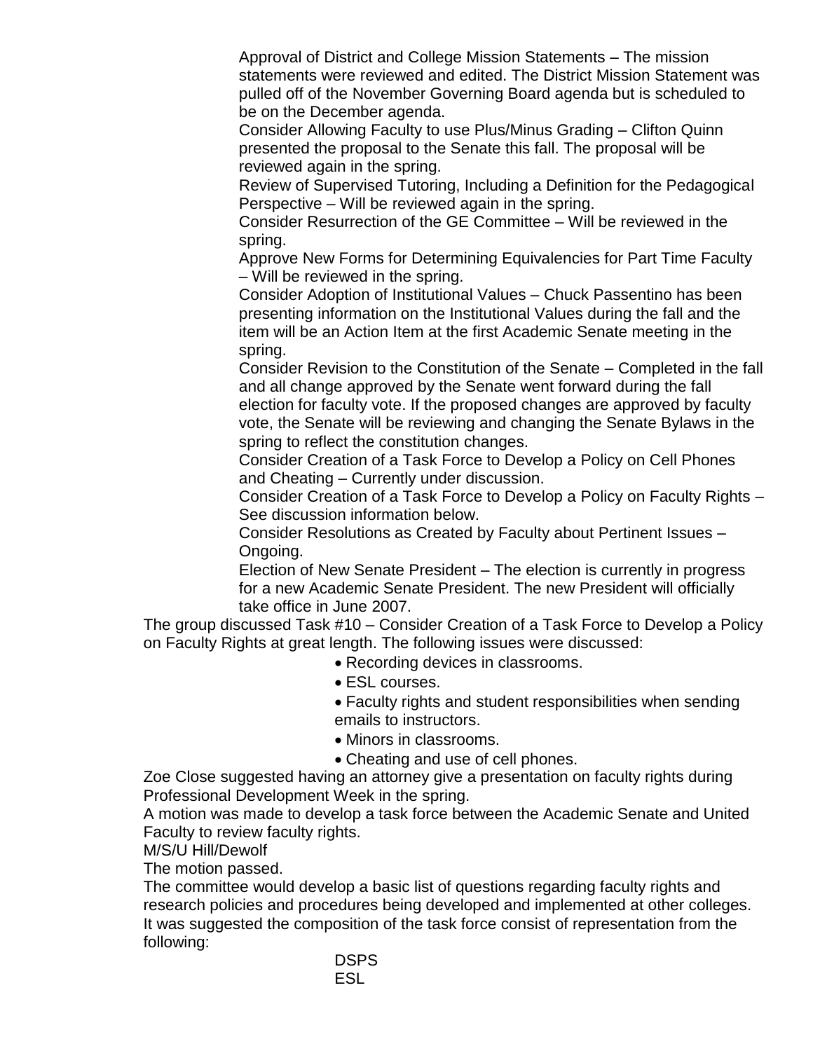Approval of District and College Mission Statements – The mission statements were reviewed and edited. The District Mission Statement was pulled off of the November Governing Board agenda but is scheduled to be on the December agenda.

Consider Allowing Faculty to use Plus/Minus Grading – Clifton Quinn presented the proposal to the Senate this fall. The proposal will be reviewed again in the spring.

Review of Supervised Tutoring, Including a Definition for the Pedagogical Perspective – Will be reviewed again in the spring.

Consider Resurrection of the GE Committee – Will be reviewed in the spring.

Approve New Forms for Determining Equivalencies for Part Time Faculty – Will be reviewed in the spring.

Consider Adoption of Institutional Values – Chuck Passentino has been presenting information on the Institutional Values during the fall and the item will be an Action Item at the first Academic Senate meeting in the spring.

Consider Revision to the Constitution of the Senate – Completed in the fall and all change approved by the Senate went forward during the fall election for faculty vote. If the proposed changes are approved by faculty vote, the Senate will be reviewing and changing the Senate Bylaws in the spring to reflect the constitution changes.

Consider Creation of a Task Force to Develop a Policy on Cell Phones and Cheating – Currently under discussion.

Consider Creation of a Task Force to Develop a Policy on Faculty Rights – See discussion information below.

Consider Resolutions as Created by Faculty about Pertinent Issues – Ongoing.

Election of New Senate President – The election is currently in progress for a new Academic Senate President. The new President will officially take office in June 2007.

The group discussed Task #10 – Consider Creation of a Task Force to Develop a Policy on Faculty Rights at great length. The following issues were discussed:

- Recording devices in classrooms.
- ESL courses.
- Faculty rights and student responsibilities when sending emails to instructors.
- Minors in classrooms.
- Cheating and use of cell phones.

Zoe Close suggested having an attorney give a presentation on faculty rights during Professional Development Week in the spring.

A motion was made to develop a task force between the Academic Senate and United Faculty to review faculty rights.

M/S/U Hill/Dewolf

The motion passed.

The committee would develop a basic list of questions regarding faculty rights and research policies and procedures being developed and implemented at other colleges. It was suggested the composition of the task force consist of representation from the following:

DSPS
ESL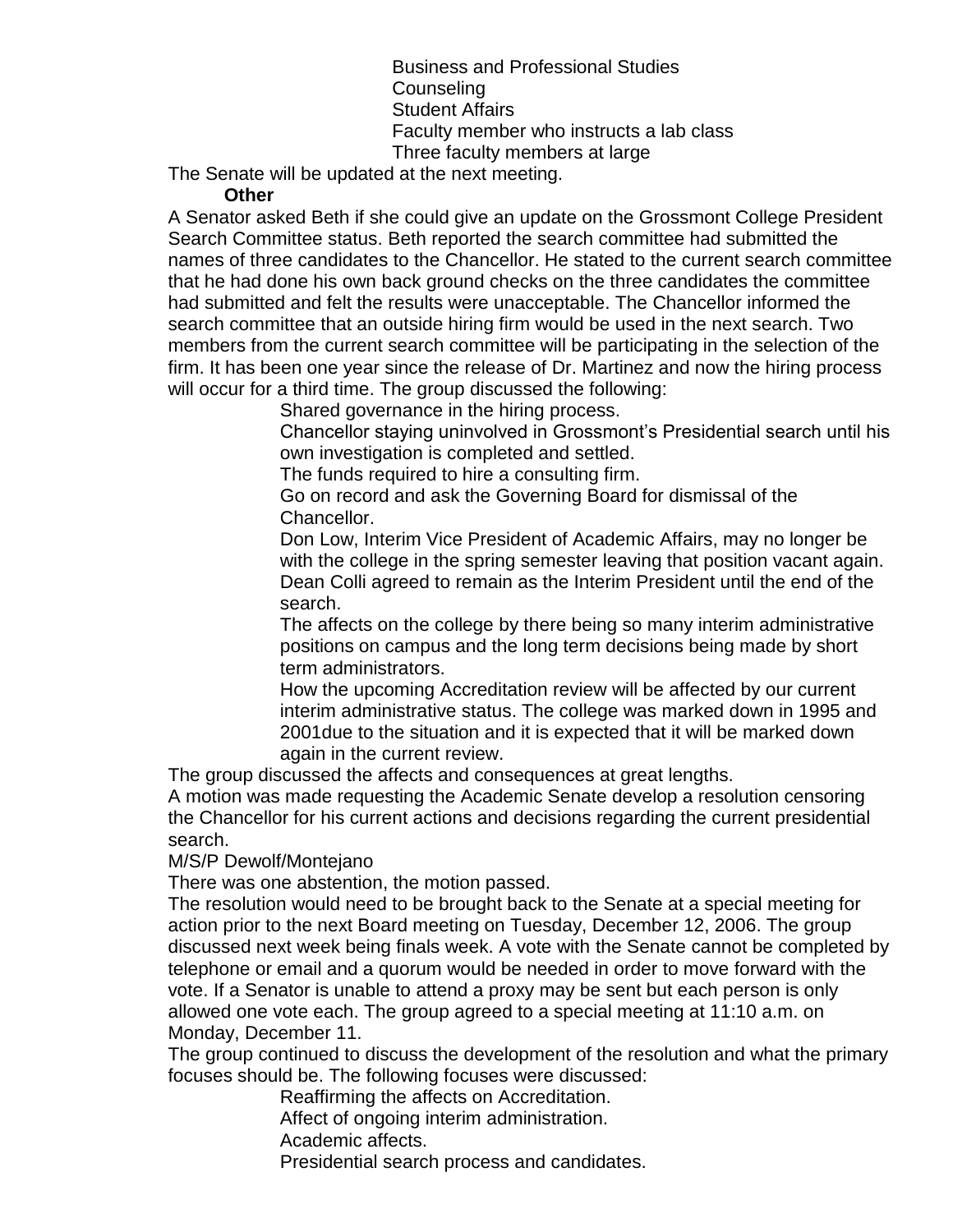Business and Professional Studies
Counseling
Student Affairs
Faculty member who instructs a lab class
Three faculty members at large

The Senate will be updated at the next meeting.

**Other**

A Senator asked Beth if she could give an update on the Grossmont College President Search Committee status. Beth reported the search committee had submitted the names of three candidates to the Chancellor. He stated to the current search committee that he had done his own back ground checks on the three candidates the committee had submitted and felt the results were unacceptable. The Chancellor informed the search committee that an outside hiring firm would be used in the next search. Two members from the current search committee will be participating in the selection of the firm. It has been one year since the release of Dr. Martinez and now the hiring process will occur for a third time. The group discussed the following:

- Shared governance in the hiring process.
- Chancellor staying uninvolved in Grossmont's Presidential search until his own investigation is completed and settled.
- The funds required to hire a consulting firm.
- Go on record and ask the Governing Board for dismissal of the Chancellor.
- Don Low, Interim Vice President of Academic Affairs, may no longer be with the college in the spring semester leaving that position vacant again.
- Dean Colli agreed to remain as the Interim President until the end of the search.
- The affects on the college by there being so many interim administrative positions on campus and the long term decisions being made by short term administrators.
- How the upcoming Accreditation review will be affected by our current interim administrative status. The college was marked down in 1995 and 2001due to the situation and it is expected that it will be marked down again in the current review.

The group discussed the affects and consequences at great lengths.

A motion was made requesting the Academic Senate develop a resolution censoring the Chancellor for his current actions and decisions regarding the current presidential search.

M/S/P Dewolf/Montejano

There was one abstention, the motion passed.

The resolution would need to be brought back to the Senate at a special meeting for action prior to the next Board meeting on Tuesday, December 12, 2006. The group discussed next week being finals week. A vote with the Senate cannot be completed by telephone or email and a quorum would be needed in order to move forward with the vote. If a Senator is unable to attend a proxy may be sent but each person is only allowed one vote each. The group agreed to a special meeting at 11:10 a.m. on Monday, December 11.

The group continued to discuss the development of the resolution and what the primary focuses should be. The following focuses were discussed:

- Reaffirming the affects on Accreditation.
- Affect of ongoing interim administration.
- Academic affects.
- Presidential search process and candidates.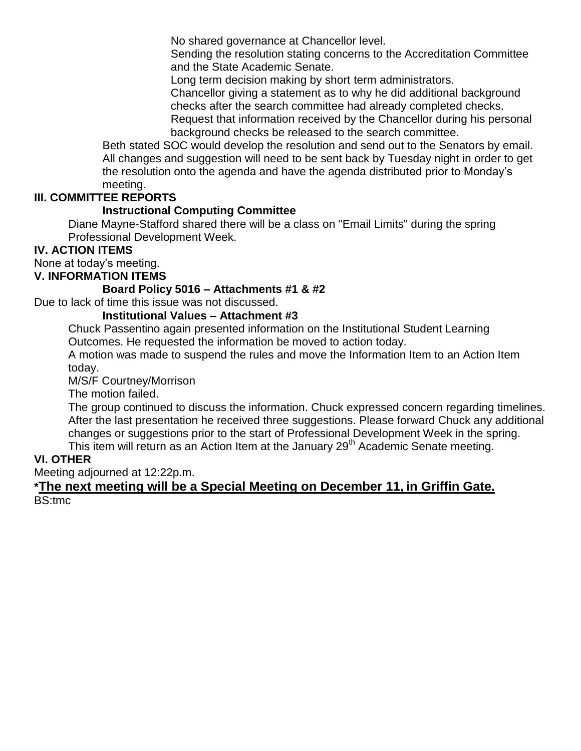No shared governance at Chancellor level.

Sending the resolution stating concerns to the Accreditation Committee and the State Academic Senate.

Long term decision making by short term administrators.

Chancellor giving a statement as to why he did additional background checks after the search committee had already completed checks.

Request that information received by the Chancellor during his personal background checks be released to the search committee.

Beth stated SOC would develop the resolution and send out to the Senators by email. All changes and suggestion will need to be sent back by Tuesday night in order to get the resolution onto the agenda and have the agenda distributed prior to Monday's meeting.

## III. COMMITTEE REPORTS

### Instructional Computing Committee

Diane Mayne-Stafford shared there will be a class on "Email Limits" during the spring Professional Development Week.

## IV. ACTION ITEMS

None at today's meeting.

## V. INFORMATION ITEMS

### Board Policy 5016 – Attachments #1 & #2

Due to lack of time this issue was not discussed.

### Institutional Values – Attachment #3

Chuck Passentino again presented information on the Institutional Student Learning Outcomes. He requested the information be moved to action today.

A motion was made to suspend the rules and move the Information Item to an Action Item today.

M/S/F Courtney/Morrison

The motion failed.

The group continued to discuss the information. Chuck expressed concern regarding timelines. After the last presentation he received three suggestions. Please forward Chuck any additional changes or suggestions prior to the start of Professional Development Week in the spring. This item will return as an Action Item at the January 29th Academic Senate meeting.

## VI. OTHER

Meeting adjourned at 12:22p.m.

**\*<u>The next meeting will be a Special Meeting on December 11, in Griffin Gate.</u>**

BS:tmc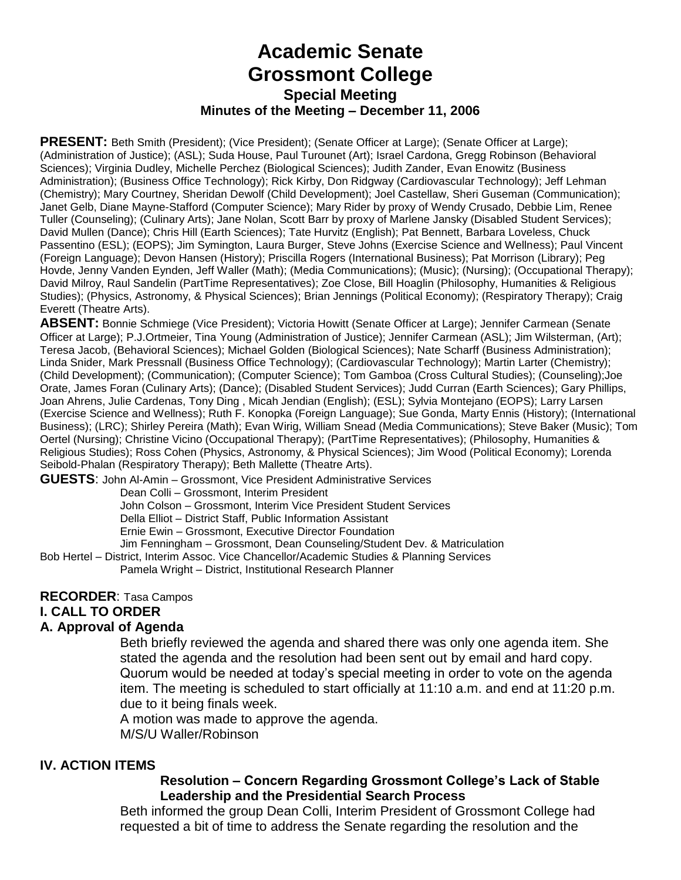# Academic Senate
# Grossmont College
## Special Meeting
### Minutes of the Meeting – December 11, 2006

**PRESENT:** Beth Smith (President); (Vice President); (Senate Officer at Large); (Senate Officer at Large); (Administration of Justice); (ASL); Suda House, Paul Turounet (Art); Israel Cardona, Gregg Robinson (Behavioral Sciences); Virginia Dudley, Michelle Perchez (Biological Sciences); Judith Zander, Evan Enowitz (Business Administration); (Business Office Technology); Rick Kirby, Don Ridgway (Cardiovascular Technology); Jeff Lehman (Chemistry); Mary Courtney, Sheridan Dewolf (Child Development); Joel Castellaw, Sheri Guseman (Communication); Janet Gelb, Diane Mayne-Stafford (Computer Science); Mary Rider by proxy of Wendy Crusado, Debbie Lim, Renee Tuller (Counseling); (Culinary Arts); Jane Nolan, Scott Barr by proxy of Marlene Jansky (Disabled Student Services); David Mullen (Dance); Chris Hill (Earth Sciences); Tate Hurvitz (English); Pat Bennett, Barbara Loveless, Chuck Passentino (ESL); (EOPS); Jim Symington, Laura Burger, Steve Johns (Exercise Science and Wellness); Paul Vincent (Foreign Language); Devon Hansen (History); Priscilla Rogers (International Business); Pat Morrison (Library); Peg Hovde, Jenny Vanden Eynden, Jeff Waller (Math); (Media Communications); (Music); (Nursing); (Occupational Therapy); David Milroy, Raul Sandelin (PartTime Representatives); Zoe Close, Bill Hoaglin (Philosophy, Humanities & Religious Studies); (Physics, Astronomy, & Physical Sciences); Brian Jennings (Political Economy); (Respiratory Therapy); Craig Everett (Theatre Arts).

**ABSENT:** Bonnie Schmiege (Vice President); Victoria Howitt (Senate Officer at Large); Jennifer Carmean (Senate Officer at Large); P.J.Ortmeier, Tina Young (Administration of Justice); Jennifer Carmean (ASL); Jim Wilsterman, (Art); Teresa Jacob, (Behavioral Sciences); Michael Golden (Biological Sciences); Nate Scharff (Business Administration); Linda Snider, Mark Pressnall (Business Office Technology); (Cardiovascular Technology); Martin Larter (Chemistry); (Child Development); (Communication); (Computer Science); Tom Gamboa (Cross Cultural Studies); (Counseling);Joe Orate, James Foran (Culinary Arts); (Dance); (Disabled Student Services); Judd Curran (Earth Sciences); Gary Phillips, Joan Ahrens, Julie Cardenas, Tony Ding , Micah Jendian (English); (ESL); Sylvia Montejano (EOPS); Larry Larsen (Exercise Science and Wellness); Ruth F. Konopka (Foreign Language); Sue Gonda, Marty Ennis (History); (International Business); (LRC); Shirley Pereira (Math); Evan Wirig, William Snead (Media Communications); Steve Baker (Music); Tom Oertel (Nursing); Christine Vicino (Occupational Therapy); (PartTime Representatives); (Philosophy, Humanities & Religious Studies); Ross Cohen (Physics, Astronomy, & Physical Sciences); Jim Wood (Political Economy); Lorenda Seibold-Phalan (Respiratory Therapy); Beth Mallette (Theatre Arts).

**GUESTS**: John Al-Amin – Grossmont, Vice President Administrative Services
Dean Colli – Grossmont, Interim President
John Colson – Grossmont, Interim Vice President Student Services
Della Elliot – District Staff, Public Information Assistant
Ernie Ewin – Grossmont, Executive Director Foundation
Jim Fenningham – Grossmont, Dean Counseling/Student Dev. & Matriculation
Bob Hertel – District, Interim Assoc. Vice Chancellor/Academic Studies & Planning Services
Pamela Wright – District, Institutional Research Planner

**RECORDER**: Tasa Campos

**I. CALL TO ORDER**

**A. Approval of Agenda**

Beth briefly reviewed the agenda and shared there was only one agenda item. She stated the agenda and the resolution had been sent out by email and hard copy. Quorum would be needed at today's special meeting in order to vote on the agenda item. The meeting is scheduled to start officially at 11:10 a.m. and end at 11:20 p.m. due to it being finals week.

A motion was made to approve the agenda.

M/S/U Waller/Robinson

**IV. ACTION ITEMS**

**Resolution – Concern Regarding Grossmont College's Lack of Stable Leadership and the Presidential Search Process**

Beth informed the group Dean Colli, Interim President of Grossmont College had requested a bit of time to address the Senate regarding the resolution and the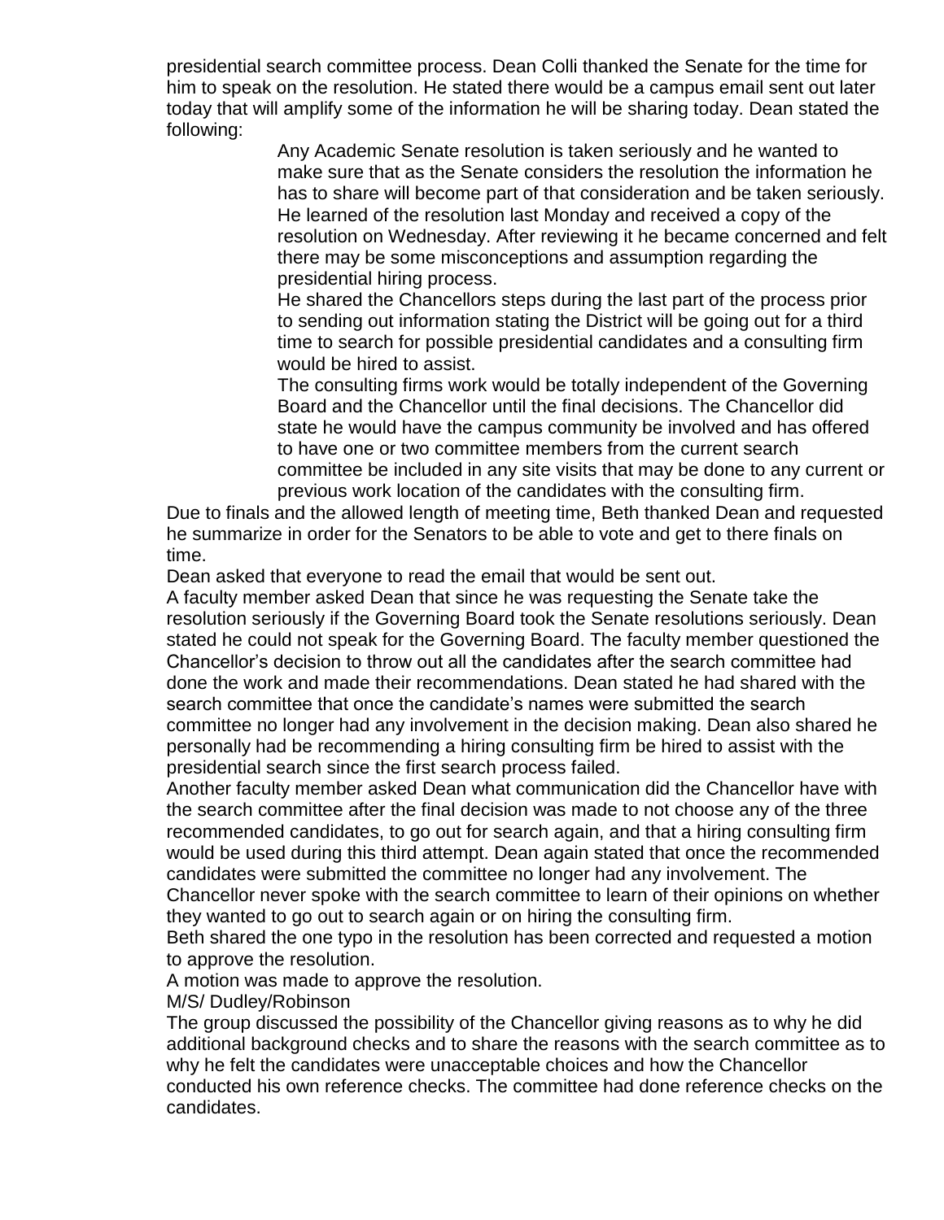presidential search committee process. Dean Colli thanked the Senate for the time for him to speak on the resolution. He stated there would be a campus email sent out later today that will amplify some of the information he will be sharing today. Dean stated the following:

> Any Academic Senate resolution is taken seriously and he wanted to make sure that as the Senate considers the resolution the information he has to share will become part of that consideration and be taken seriously. He learned of the resolution last Monday and received a copy of the resolution on Wednesday. After reviewing it he became concerned and felt there may be some misconceptions and assumption regarding the presidential hiring process.
>
> He shared the Chancellors steps during the last part of the process prior to sending out information stating the District will be going out for a third time to search for possible presidential candidates and a consulting firm would be hired to assist.
>
> The consulting firms work would be totally independent of the Governing Board and the Chancellor until the final decisions. The Chancellor did state he would have the campus community be involved and has offered to have one or two committee members from the current search committee be included in any site visits that may be done to any current or previous work location of the candidates with the consulting firm.

Due to finals and the allowed length of meeting time, Beth thanked Dean and requested he summarize in order for the Senators to be able to vote and get to there finals on time.

Dean asked that everyone to read the email that would be sent out.

A faculty member asked Dean that since he was requesting the Senate take the resolution seriously if the Governing Board took the Senate resolutions seriously. Dean stated he could not speak for the Governing Board. The faculty member questioned the Chancellor's decision to throw out all the candidates after the search committee had done the work and made their recommendations. Dean stated he had shared with the search committee that once the candidate's names were submitted the search committee no longer had any involvement in the decision making. Dean also shared he personally had be recommending a hiring consulting firm be hired to assist with the presidential search since the first search process failed.

Another faculty member asked Dean what communication did the Chancellor have with the search committee after the final decision was made to not choose any of the three recommended candidates, to go out for search again, and that a hiring consulting firm would be used during this third attempt. Dean again stated that once the recommended candidates were submitted the committee no longer had any involvement. The Chancellor never spoke with the search committee to learn of their opinions on whether they wanted to go out to search again or on hiring the consulting firm.

Beth shared the one typo in the resolution has been corrected and requested a motion to approve the resolution.

A motion was made to approve the resolution.

M/S/ Dudley/Robinson

The group discussed the possibility of the Chancellor giving reasons as to why he did additional background checks and to share the reasons with the search committee as to why he felt the candidates were unacceptable choices and how the Chancellor conducted his own reference checks. The committee had done reference checks on the candidates.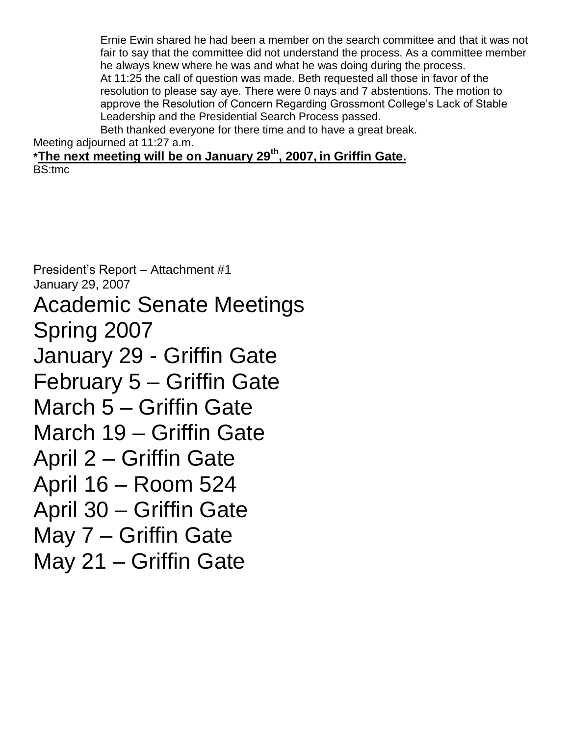Ernie Ewin shared he had been a member on the search committee and that it was not fair to say that the committee did not understand the process. As a committee member he always knew where he was and what he was doing during the process.

At 11:25 the call of question was made. Beth requested all those in favor of the resolution to please say aye. There were 0 nays and 7 abstentions. The motion to approve the Resolution of Concern Regarding Grossmont College's Lack of Stable Leadership and the Presidential Search Process passed.

Beth thanked everyone for there time and to have a great break.

Meeting adjourned at 11:27 a.m.

**\*The next meeting will be on January 29th, 2007, in Griffin Gate.**

BS:tmc

President's Report – Attachment #1
January 29, 2007

# Academic Senate Meetings

# Spring 2007

January 29 - Griffin Gate
February 5 – Griffin Gate
March 5 – Griffin Gate
March 19 – Griffin Gate
April 2 – Griffin Gate
April 16 – Room 524
April 30 – Griffin Gate
May 7 – Griffin Gate
May 21 – Griffin Gate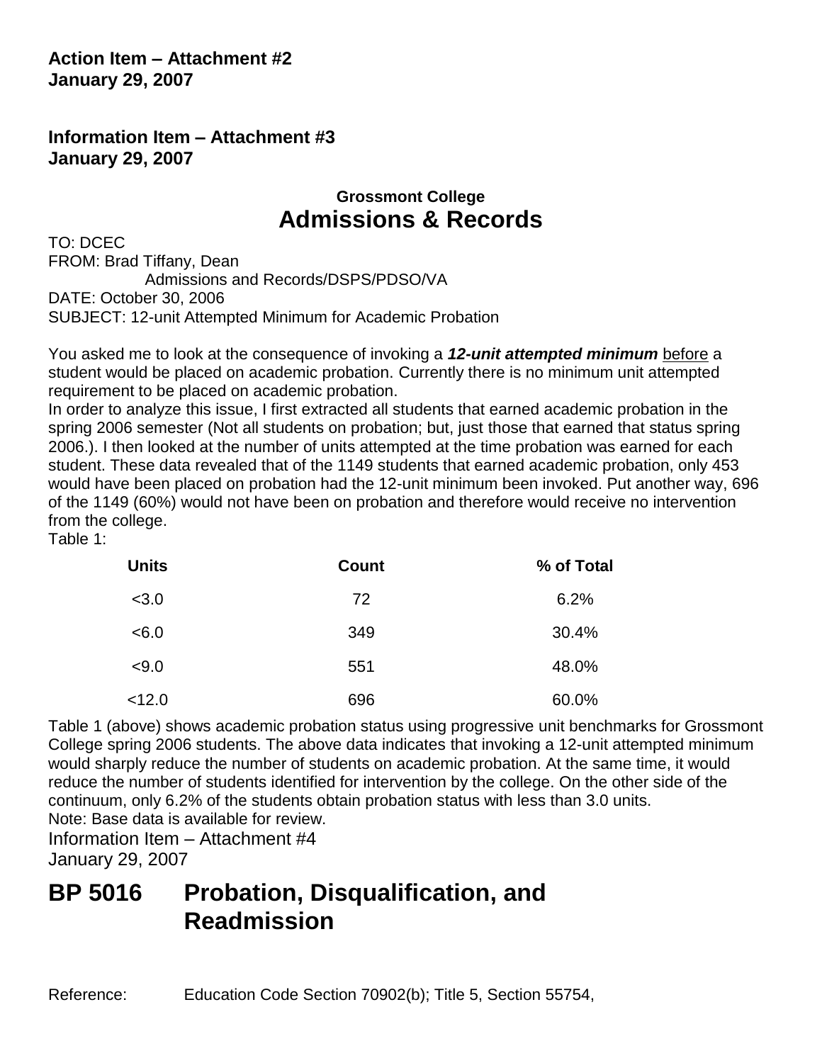**Action Item – Attachment #2**
**January 29, 2007**

**Information Item – Attachment #3**
**January 29, 2007**

**Grossmont College**

## Admissions & Records

TO: DCEC
FROM: Brad Tiffany, Dean
Admissions and Records/DSPS/PDSO/VA
DATE: October 30, 2006
SUBJECT: 12-unit Attempted Minimum for Academic Probation

You asked me to look at the consequence of invoking a ***12-unit attempted minimum*** before a student would be placed on academic probation. Currently there is no minimum unit attempted requirement to be placed on academic probation.
In order to analyze this issue, I first extracted all students that earned academic probation in the spring 2006 semester (Not all students on probation; but, just those that earned that status spring 2006.). I then looked at the number of units attempted at the time probation was earned for each student. These data revealed that of the 1149 students that earned academic probation, only 453 would have been placed on probation had the 12-unit minimum been invoked. Put another way, 696 of the 1149 (60%) would not have been on probation and therefore would receive no intervention from the college.
Table 1:

| Units | Count | % of Total |
|---|---|---|
| <3.0 | 72 | 6.2% |
| <6.0 | 349 | 30.4% |
| <9.0 | 551 | 48.0% |
| <12.0 | 696 | 60.0% |

Table 1 (above) shows academic probation status using progressive unit benchmarks for Grossmont College spring 2006 students. The above data indicates that invoking a 12-unit attempted minimum would sharply reduce the number of students on academic probation. At the same time, it would reduce the number of students identified for intervention by the college. On the other side of the continuum, only 6.2% of the students obtain probation status with less than 3.0 units.
Note: Base data is available for review.
Information Item – Attachment #4
January 29, 2007

# BP 5016 Probation, Disqualification, and Readmission

Reference: Education Code Section 70902(b); Title 5, Section 55754,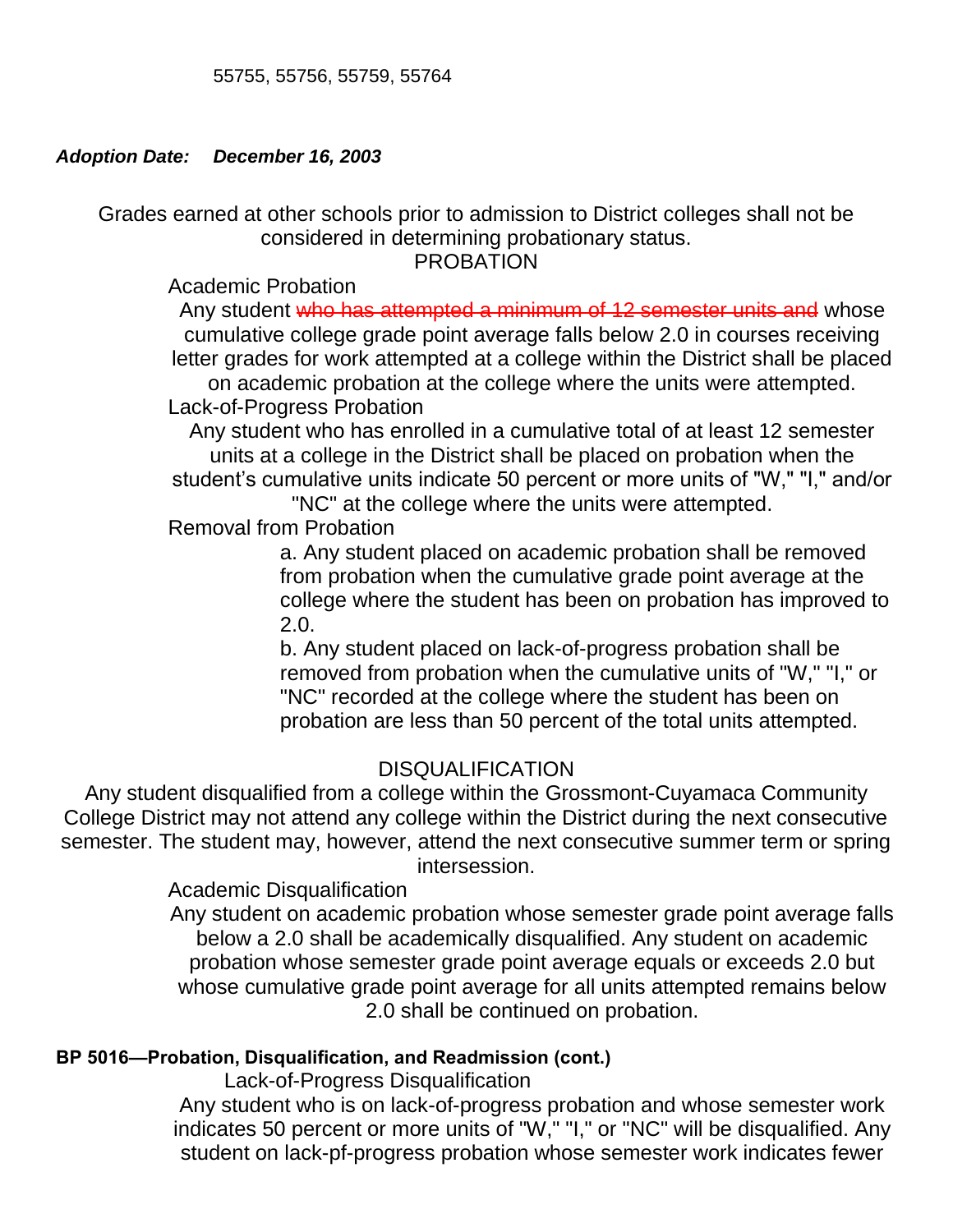55755, 55756, 55759, 55764

***Adoption Date: December 16, 2003***

Grades earned at other schools prior to admission to District colleges shall not be considered in determining probationary status.

PROBATION

Academic Probation

Any student ~~who has attempted a minimum of 12 semester units and~~ whose cumulative college grade point average falls below 2.0 in courses receiving letter grades for work attempted at a college within the District shall be placed on academic probation at the college where the units were attempted.

Lack-of-Progress Probation

Any student who has enrolled in a cumulative total of at least 12 semester units at a college in the District shall be placed on probation when the student's cumulative units indicate 50 percent or more units of "W," "I," and/or "NC" at the college where the units were attempted.

Removal from Probation

a. Any student placed on academic probation shall be removed from probation when the cumulative grade point average at the college where the student has been on probation has improved to 2.0.

b. Any student placed on lack-of-progress probation shall be removed from probation when the cumulative units of "W," "I," or "NC" recorded at the college where the student has been on probation are less than 50 percent of the total units attempted.

DISQUALIFICATION

Any student disqualified from a college within the Grossmont-Cuyamaca Community College District may not attend any college within the District during the next consecutive semester. The student may, however, attend the next consecutive summer term or spring intersession.

Academic Disqualification

Any student on academic probation whose semester grade point average falls below a 2.0 shall be academically disqualified. Any student on academic probation whose semester grade point average equals or exceeds 2.0 but whose cumulative grade point average for all units attempted remains below 2.0 shall be continued on probation.

**BP 5016—Probation, Disqualification, and Readmission (cont.)**

Lack-of-Progress Disqualification

Any student who is on lack-of-progress probation and whose semester work indicates 50 percent or more units of "W," "I," or "NC" will be disqualified. Any student on lack-pf-progress probation whose semester work indicates fewer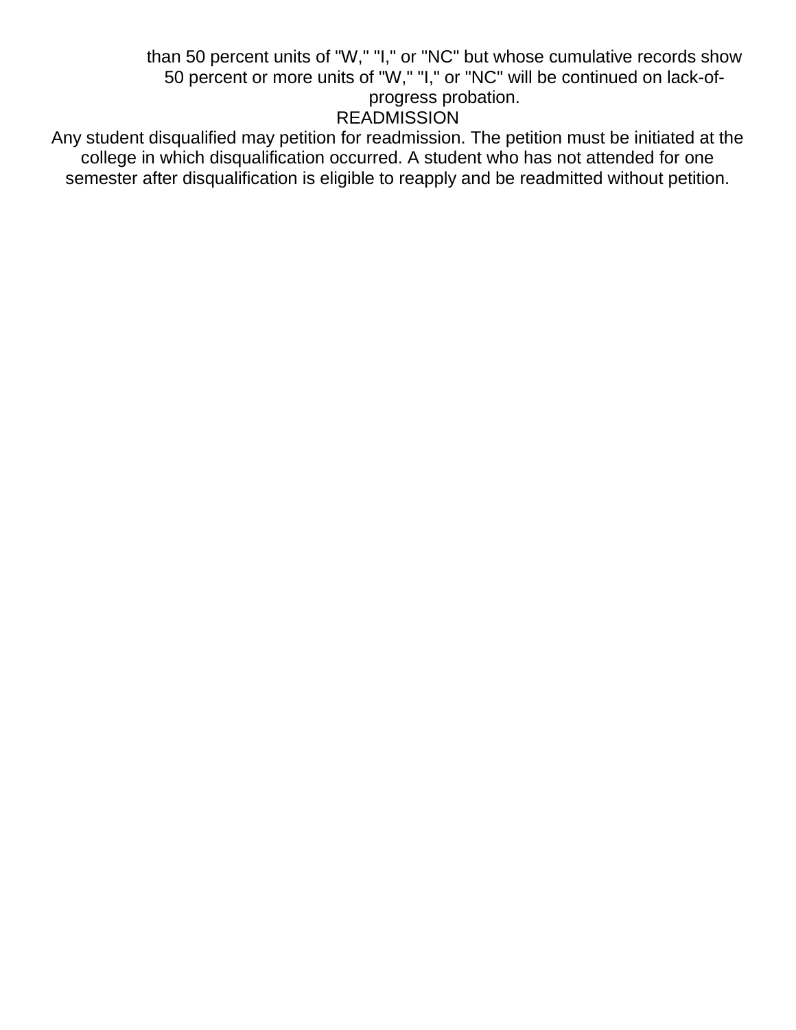than 50 percent units of "W," "I," or "NC" but whose cumulative records show 50 percent or more units of "W," "I," or "NC" will be continued on lack-of-progress probation.

## READMISSION

Any student disqualified may petition for readmission. The petition must be initiated at the college in which disqualification occurred. A student who has not attended for one semester after disqualification is eligible to reapply and be readmitted without petition.